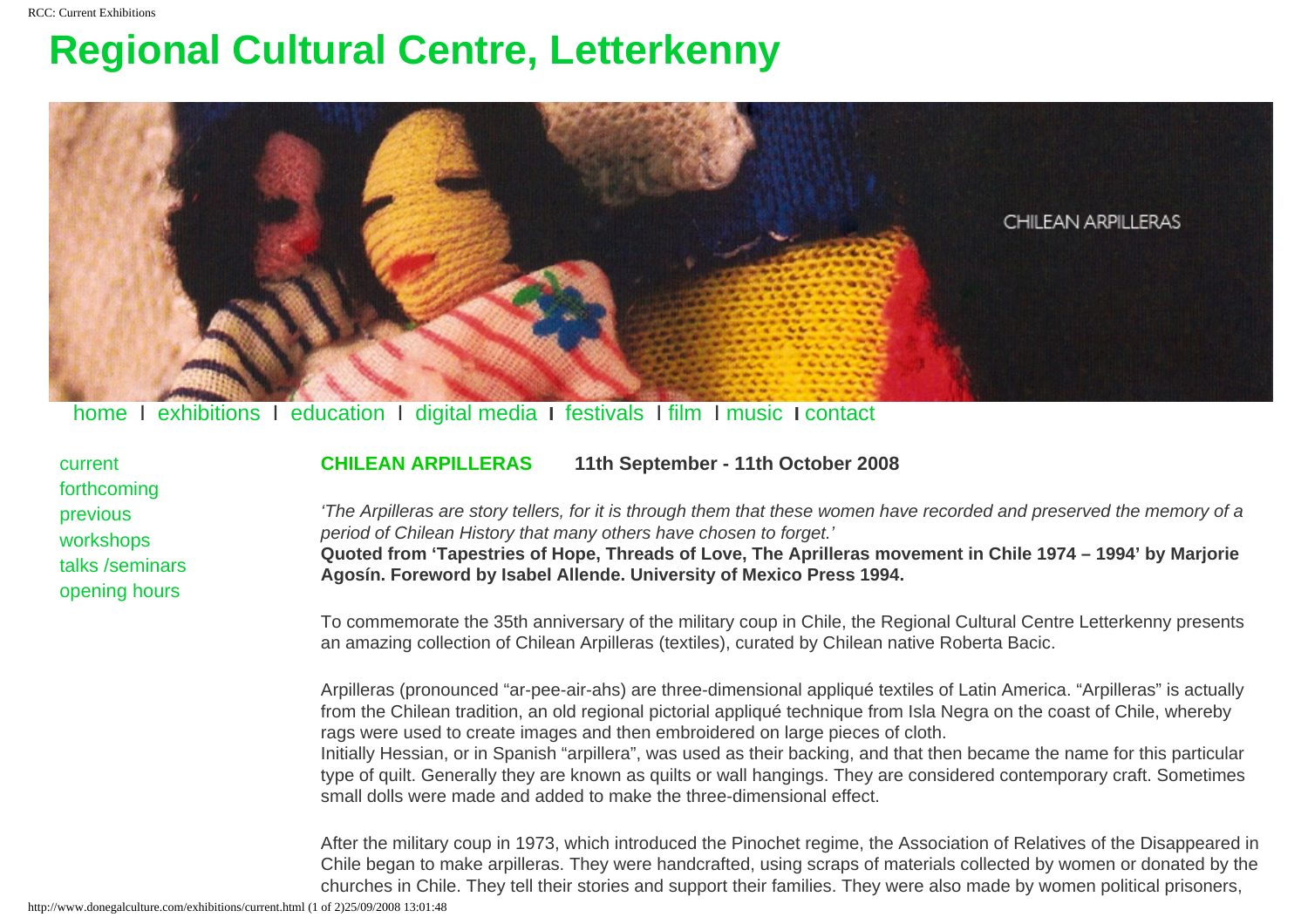# Regional Cultural Centre, Letterkenny

home | exhibitions | education | digital media | festivals | film | music | contact

current
forthcoming
previous
workshops
talks /seminars
opening hours

**CHILEAN ARPILLERAS** **11th September - 11th October 2008**

*'The Arpilleras are story tellers, for it is through them that these women have recorded and preserved the memory of a period of Chilean History that many others have chosen to forget.'*
**Quoted from 'Tapestries of Hope, Threads of Love, The Aprilleras movement in Chile 1974 – 1994' by Marjorie Agosín. Foreword by Isabel Allende. University of Mexico Press 1994.**

To commemorate the 35th anniversary of the military coup in Chile, the Regional Cultural Centre Letterkenny presents an amazing collection of Chilean Arpilleras (textiles), curated by Chilean native Roberta Bacic.

Arpilleras (pronounced "ar-pee-air-ahs) are three-dimensional appliqué textiles of Latin America. "Arpilleras" is actually from the Chilean tradition, an old regional pictorial appliqué technique from Isla Negra on the coast of Chile, whereby rags were used to create images and then embroidered on large pieces of cloth.
Initially Hessian, or in Spanish "arpillera", was used as their backing, and that then became the name for this particular type of quilt. Generally they are known as quilts or wall hangings. They are considered contemporary craft. Sometimes small dolls were made and added to make the three-dimensional effect.

After the military coup in 1973, which introduced the Pinochet regime, the Association of Relatives of the Disappeared in Chile began to make arpilleras. They were handcrafted, using scraps of materials collected by women or donated by the churches in Chile. They tell their stories and support their families. They were also made by women political prisoners,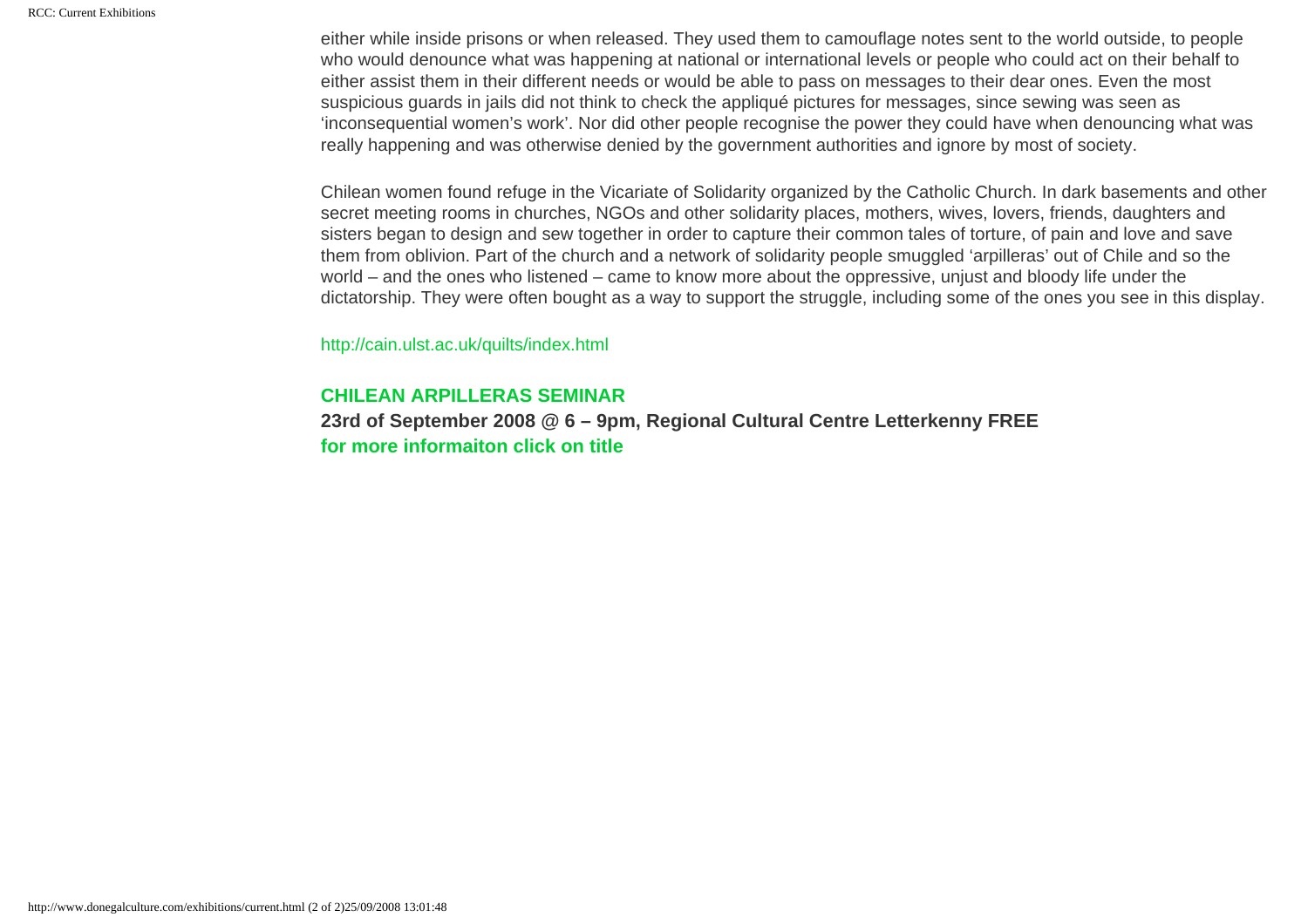either while inside prisons or when released. They used them to camouflage notes sent to the world outside, to people who would denounce what was happening at national or international levels or people who could act on their behalf to either assist them in their different needs or would be able to pass on messages to their dear ones. Even the most suspicious guards in jails did not think to check the appliqué pictures for messages, since sewing was seen as 'inconsequential women's work'. Nor did other people recognise the power they could have when denouncing what was really happening and was otherwise denied by the government authorities and ignore by most of society.

Chilean women found refuge in the Vicariate of Solidarity organized by the Catholic Church. In dark basements and other secret meeting rooms in churches, NGOs and other solidarity places, mothers, wives, lovers, friends, daughters and sisters began to design and sew together in order to capture their common tales of torture, of pain and love and save them from oblivion. Part of the church and a network of solidarity people smuggled 'arpilleras' out of Chile and so the world – and the ones who listened – came to know more about the oppressive, unjust and bloody life under the dictatorship. They were often bought as a way to support the struggle, including some of the ones you see in this display.

http://cain.ulst.ac.uk/quilts/index.html

**CHILEAN ARPILLERAS SEMINAR**

**23rd of September 2008 @ 6 – 9pm, Regional Cultural Centre Letterkenny FREE**

**for more informaiton click on title**